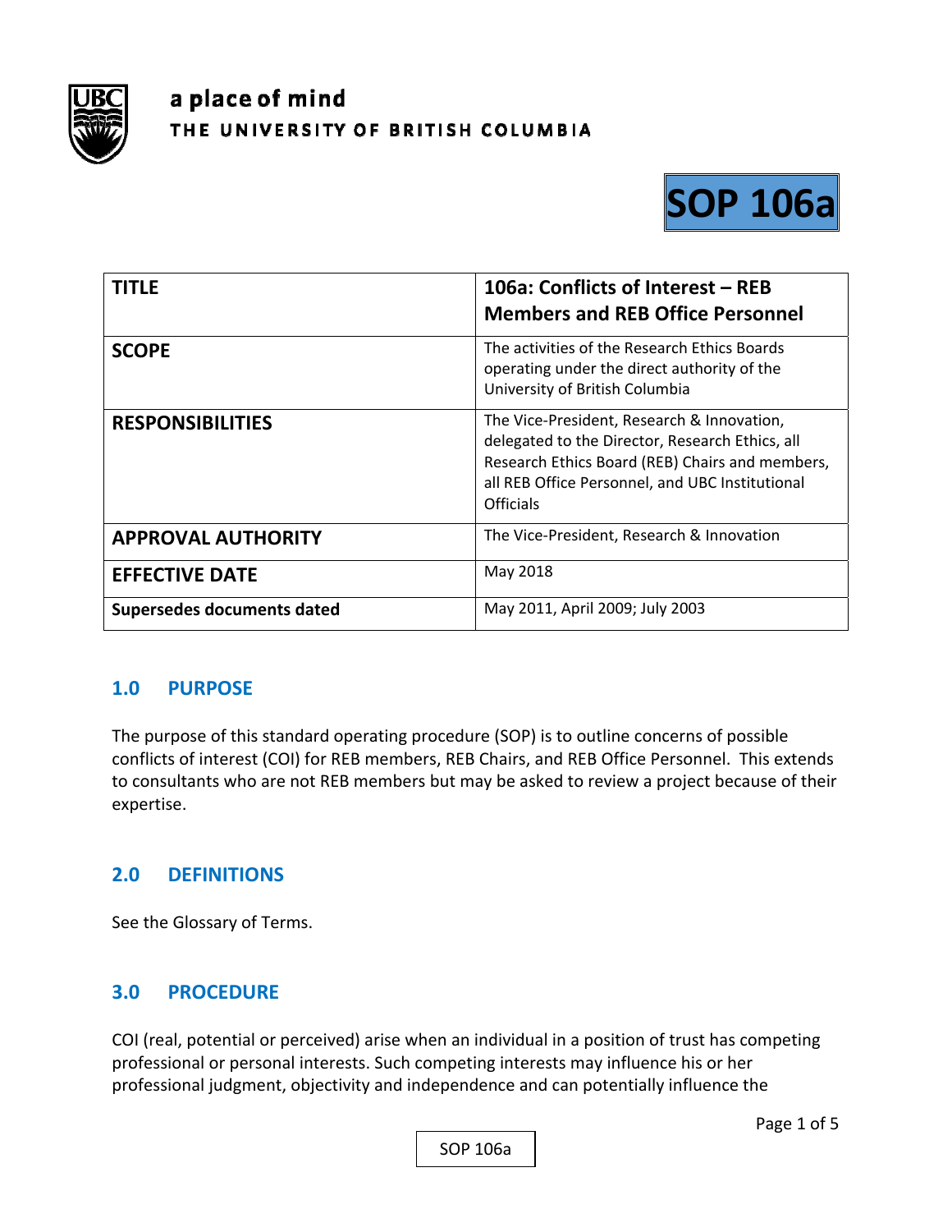a place of mind

THE UNIVERSITY OF BRITISH COLUMBIA

# SOP 106a

| TITLE | 106a: Conflicts of Interest – REB Members and REB Office Personnel |
|---|---|
| SCOPE | The activities of the Research Ethics Boards operating under the direct authority of the University of British Columbia |
| RESPONSIBILITIES | The Vice-President, Research & Innovation, delegated to the Director, Research Ethics, all Research Ethics Board (REB) Chairs and members, all REB Office Personnel, and UBC Institutional Officials |
| APPROVAL AUTHORITY | The Vice-President, Research & Innovation |
| EFFECTIVE DATE | May 2018 |
| Supersedes documents dated | May 2011, April 2009; July 2003 |

## 1.0 PURPOSE

The purpose of this standard operating procedure (SOP) is to outline concerns of possible conflicts of interest (COI) for REB members, REB Chairs, and REB Office Personnel. This extends to consultants who are not REB members but may be asked to review a project because of their expertise.

## 2.0 DEFINITIONS

See the Glossary of Terms.

## 3.0 PROCEDURE

COI (real, potential or perceived) arise when an individual in a position of trust has competing professional or personal interests. Such competing interests may influence his or her professional judgment, objectivity and independence and can potentially influence the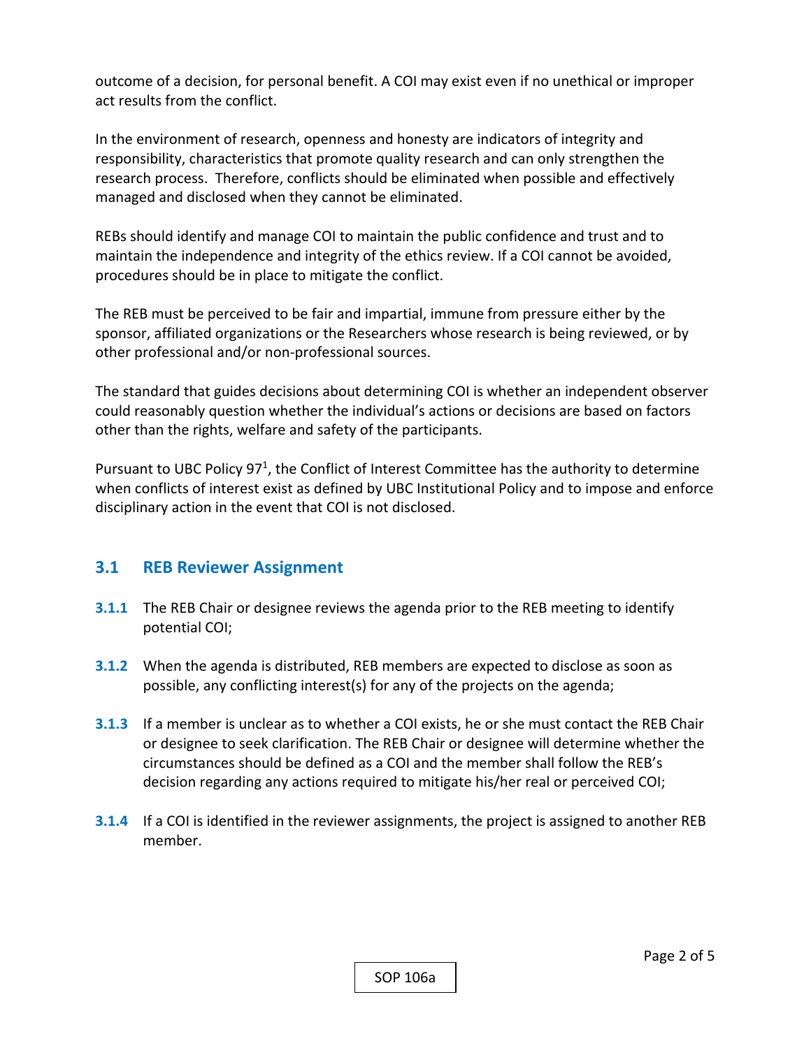outcome of a decision, for personal benefit. A COI may exist even if no unethical or improper act results from the conflict.

In the environment of research, openness and honesty are indicators of integrity and responsibility, characteristics that promote quality research and can only strengthen the research process. Therefore, conflicts should be eliminated when possible and effectively managed and disclosed when they cannot be eliminated.

REBs should identify and manage COI to maintain the public confidence and trust and to maintain the independence and integrity of the ethics review. If a COI cannot be avoided, procedures should be in place to mitigate the conflict.

The REB must be perceived to be fair and impartial, immune from pressure either by the sponsor, affiliated organizations or the Researchers whose research is being reviewed, or by other professional and/or non-professional sources.

The standard that guides decisions about determining COI is whether an independent observer could reasonably question whether the individual's actions or decisions are based on factors other than the rights, welfare and safety of the participants.

Pursuant to UBC Policy 97[1], the Conflict of Interest Committee has the authority to determine when conflicts of interest exist as defined by UBC Institutional Policy and to impose and enforce disciplinary action in the event that COI is not disclosed.

## 3.1 REB Reviewer Assignment

**3.1.1** The REB Chair or designee reviews the agenda prior to the REB meeting to identify potential COI;

**3.1.2** When the agenda is distributed, REB members are expected to disclose as soon as possible, any conflicting interest(s) for any of the projects on the agenda;

**3.1.3** If a member is unclear as to whether a COI exists, he or she must contact the REB Chair or designee to seek clarification. The REB Chair or designee will determine whether the circumstances should be defined as a COI and the member shall follow the REB's decision regarding any actions required to mitigate his/her real or perceived COI;

**3.1.4** If a COI is identified in the reviewer assignments, the project is assigned to another REB member.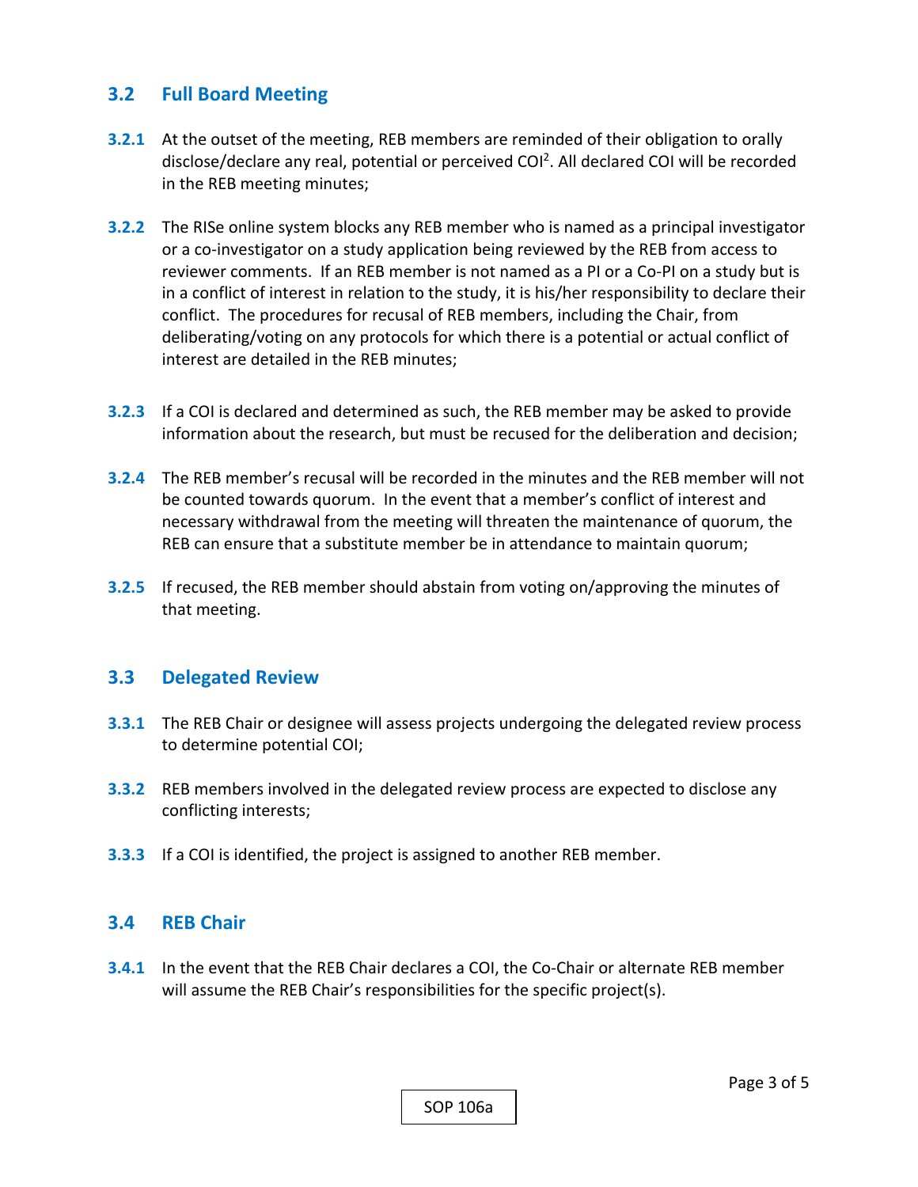## 3.2 Full Board Meeting

**3.2.1** At the outset of the meeting, REB members are reminded of their obligation to orally disclose/declare any real, potential or perceived COI[2]. All declared COI will be recorded in the REB meeting minutes;

**3.2.2** The RISe online system blocks any REB member who is named as a principal investigator or a co-investigator on a study application being reviewed by the REB from access to reviewer comments. If an REB member is not named as a PI or a Co-PI on a study but is in a conflict of interest in relation to the study, it is his/her responsibility to declare their conflict. The procedures for recusal of REB members, including the Chair, from deliberating/voting on any protocols for which there is a potential or actual conflict of interest are detailed in the REB minutes;

**3.2.3** If a COI is declared and determined as such, the REB member may be asked to provide information about the research, but must be recused for the deliberation and decision;

**3.2.4** The REB member's recusal will be recorded in the minutes and the REB member will not be counted towards quorum. In the event that a member's conflict of interest and necessary withdrawal from the meeting will threaten the maintenance of quorum, the REB can ensure that a substitute member be in attendance to maintain quorum;

**3.2.5** If recused, the REB member should abstain from voting on/approving the minutes of that meeting.

## 3.3 Delegated Review

**3.3.1** The REB Chair or designee will assess projects undergoing the delegated review process to determine potential COI;

**3.3.2** REB members involved in the delegated review process are expected to disclose any conflicting interests;

**3.3.3** If a COI is identified, the project is assigned to another REB member.

## 3.4 REB Chair

**3.4.1** In the event that the REB Chair declares a COI, the Co-Chair or alternate REB member will assume the REB Chair's responsibilities for the specific project(s).

SOP 106a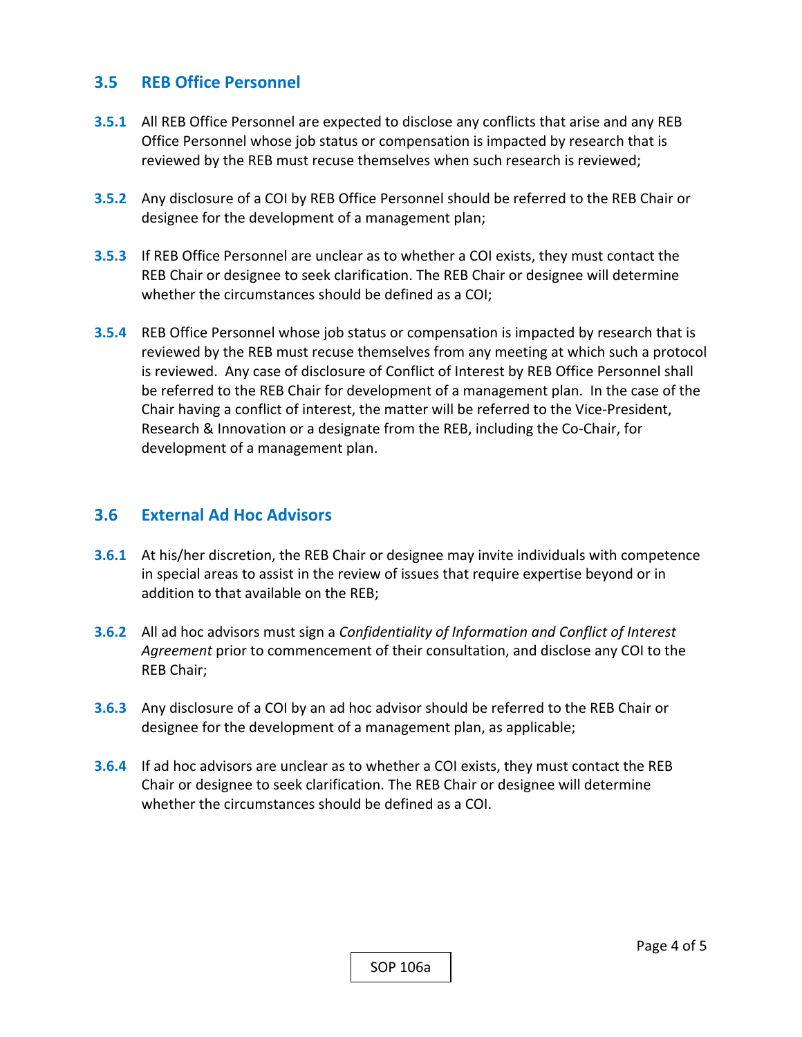## 3.5 REB Office Personnel

**3.5.1** All REB Office Personnel are expected to disclose any conflicts that arise and any REB Office Personnel whose job status or compensation is impacted by research that is reviewed by the REB must recuse themselves when such research is reviewed;

**3.5.2** Any disclosure of a COI by REB Office Personnel should be referred to the REB Chair or designee for the development of a management plan;

**3.5.3** If REB Office Personnel are unclear as to whether a COI exists, they must contact the REB Chair or designee to seek clarification. The REB Chair or designee will determine whether the circumstances should be defined as a COI;

**3.5.4** REB Office Personnel whose job status or compensation is impacted by research that is reviewed by the REB must recuse themselves from any meeting at which such a protocol is reviewed. Any case of disclosure of Conflict of Interest by REB Office Personnel shall be referred to the REB Chair for development of a management plan. In the case of the Chair having a conflict of interest, the matter will be referred to the Vice-President, Research & Innovation or a designate from the REB, including the Co-Chair, for development of a management plan.

## 3.6 External Ad Hoc Advisors

**3.6.1** At his/her discretion, the REB Chair or designee may invite individuals with competence in special areas to assist in the review of issues that require expertise beyond or in addition to that available on the REB;

**3.6.2** All ad hoc advisors must sign a *Confidentiality of Information and Conflict of Interest Agreement* prior to commencement of their consultation, and disclose any COI to the REB Chair;

**3.6.3** Any disclosure of a COI by an ad hoc advisor should be referred to the REB Chair or designee for the development of a management plan, as applicable;

**3.6.4** If ad hoc advisors are unclear as to whether a COI exists, they must contact the REB Chair or designee to seek clarification. The REB Chair or designee will determine whether the circumstances should be defined as a COI.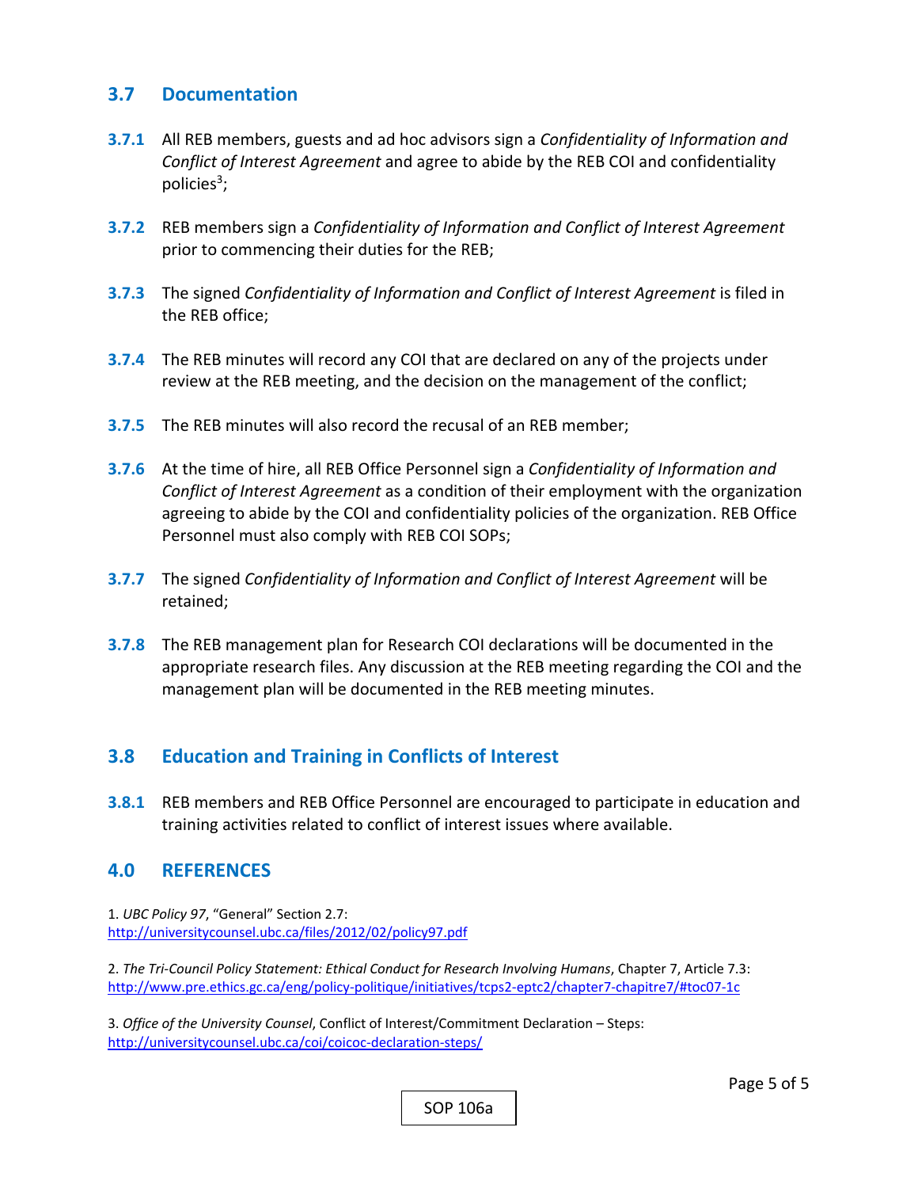## 3.7 Documentation

**3.7.1** All REB members, guests and ad hoc advisors sign a *Confidentiality of Information and Conflict of Interest Agreement* and agree to abide by the REB COI and confidentiality policies[3];

**3.7.2** REB members sign a *Confidentiality of Information and Conflict of Interest Agreement* prior to commencing their duties for the REB;

**3.7.3** The signed *Confidentiality of Information and Conflict of Interest Agreement* is filed in the REB office;

**3.7.4** The REB minutes will record any COI that are declared on any of the projects under review at the REB meeting, and the decision on the management of the conflict;

**3.7.5** The REB minutes will also record the recusal of an REB member;

**3.7.6** At the time of hire, all REB Office Personnel sign a *Confidentiality of Information and Conflict of Interest Agreement* as a condition of their employment with the organization agreeing to abide by the COI and confidentiality policies of the organization. REB Office Personnel must also comply with REB COI SOPs;

**3.7.7** The signed *Confidentiality of Information and Conflict of Interest Agreement* will be retained;

**3.7.8** The REB management plan for Research COI declarations will be documented in the appropriate research files. Any discussion at the REB meeting regarding the COI and the management plan will be documented in the REB meeting minutes.

## 3.8 Education and Training in Conflicts of Interest

**3.8.1** REB members and REB Office Personnel are encouraged to participate in education and training activities related to conflict of interest issues where available.

## 4.0 REFERENCES

1. *UBC Policy 97*, "General" Section 2.7:
http://universitycounsel.ubc.ca/files/2012/02/policy97.pdf

2. *The Tri-Council Policy Statement: Ethical Conduct for Research Involving Humans*, Chapter 7, Article 7.3:
http://www.pre.ethics.gc.ca/eng/policy-politique/initiatives/tcps2-eptc2/chapter7-chapitre7/#toc07-1c

3. *Office of the University Counsel*, Conflict of Interest/Commitment Declaration – Steps:
http://universitycounsel.ubc.ca/coi/coicoc-declaration-steps/